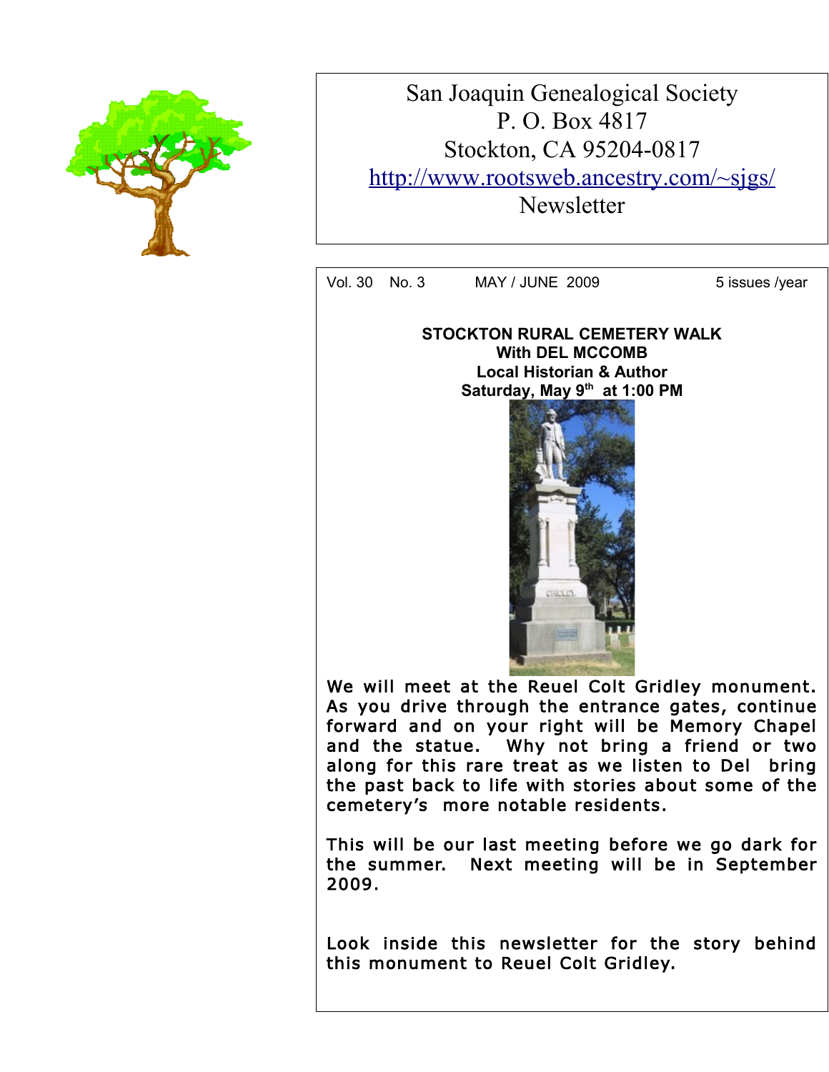# San Joaquin Genealogical Society

P. O. Box 4817
Stockton, CA 95204-0817
http://www.rootsweb.ancestry.com/~sjgs/
Newsletter

Vol. 30 No. 3 MAY / JUNE 2009 5 issues /year

**STOCKTON RURAL CEMETERY WALK**
**With DEL MCCOMB**
**Local Historian & Author**
**Saturday, May 9th at 1:00 PM**

We will meet at the Reuel Colt Gridley monument. As you drive through the entrance gates, continue forward and on your right will be Memory Chapel and the statue. Why not bring a friend or two along for this rare treat as we listen to Del bring the past back to life with stories about some of the cemetery's more notable residents.

This will be our last meeting before we go dark for the summer. Next meeting will be in September 2009.

Look inside this newsletter for the story behind this monument to Reuel Colt Gridley.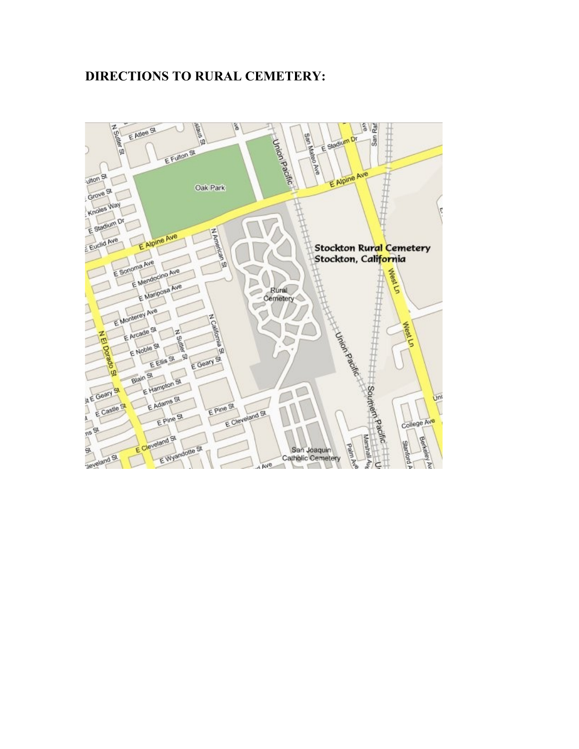## DIRECTIONS TO RURAL CEMETERY: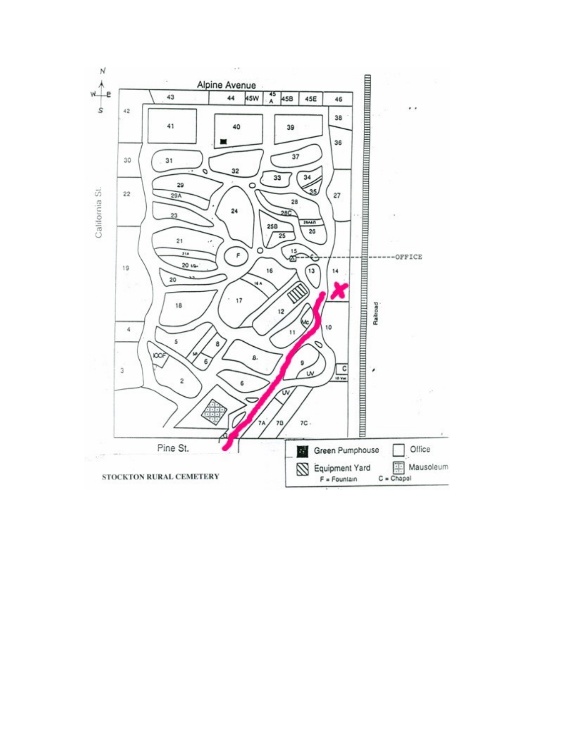STOCKTON RURAL CEMETERY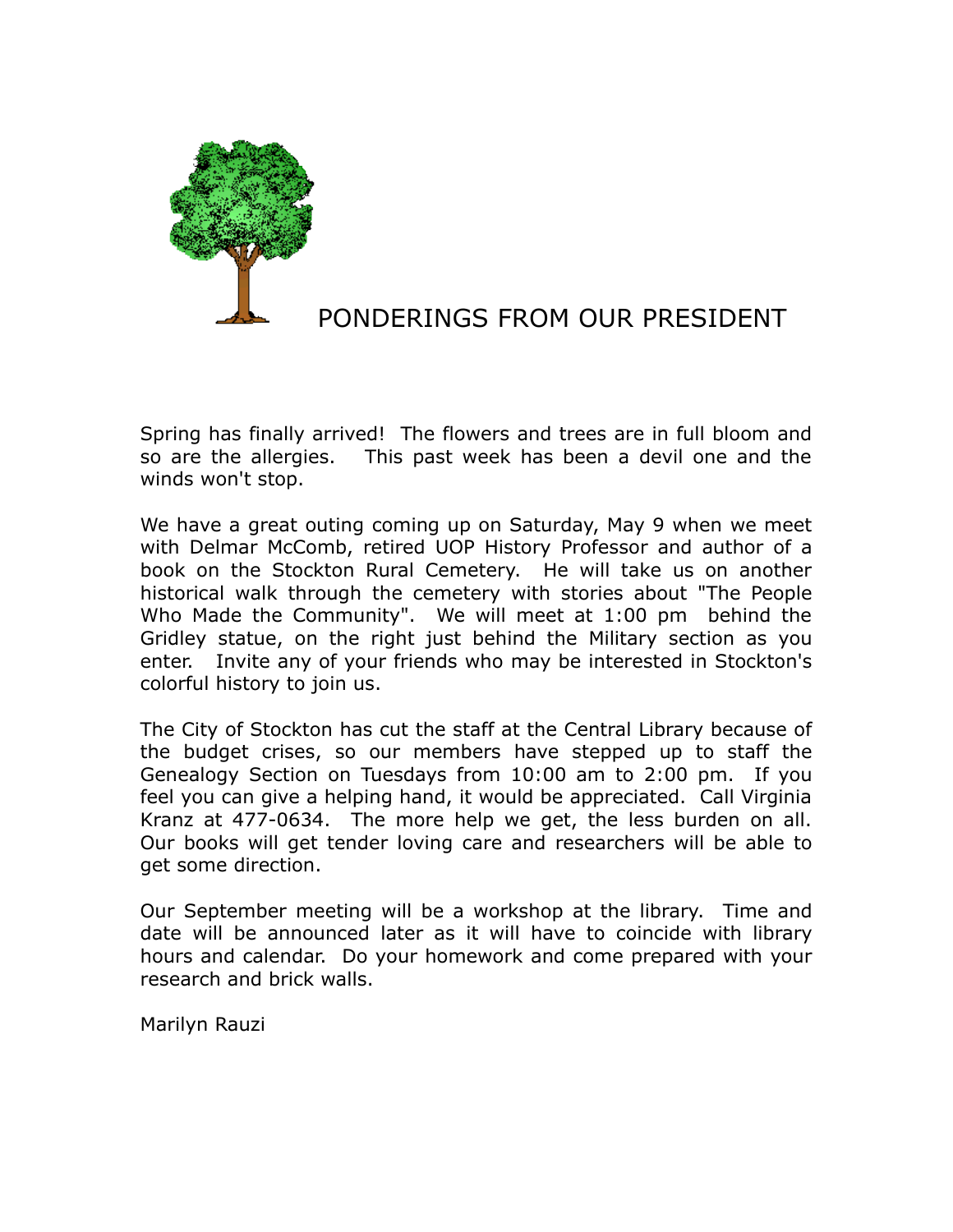# PONDERINGS FROM OUR PRESIDENT

Spring has finally arrived! The flowers and trees are in full bloom and so are the allergies. This past week has been a devil one and the winds won't stop.

We have a great outing coming up on Saturday, May 9 when we meet with Delmar McComb, retired UOP History Professor and author of a book on the Stockton Rural Cemetery. He will take us on another historical walk through the cemetery with stories about "The People Who Made the Community". We will meet at 1:00 pm behind the Gridley statue, on the right just behind the Military section as you enter. Invite any of your friends who may be interested in Stockton's colorful history to join us.

The City of Stockton has cut the staff at the Central Library because of the budget crises, so our members have stepped up to staff the Genealogy Section on Tuesdays from 10:00 am to 2:00 pm. If you feel you can give a helping hand, it would be appreciated. Call Virginia Kranz at 477-0634. The more help we get, the less burden on all. Our books will get tender loving care and researchers will be able to get some direction.

Our September meeting will be a workshop at the library. Time and date will be announced later as it will have to coincide with library hours and calendar. Do your homework and come prepared with your research and brick walls.

Marilyn Rauzi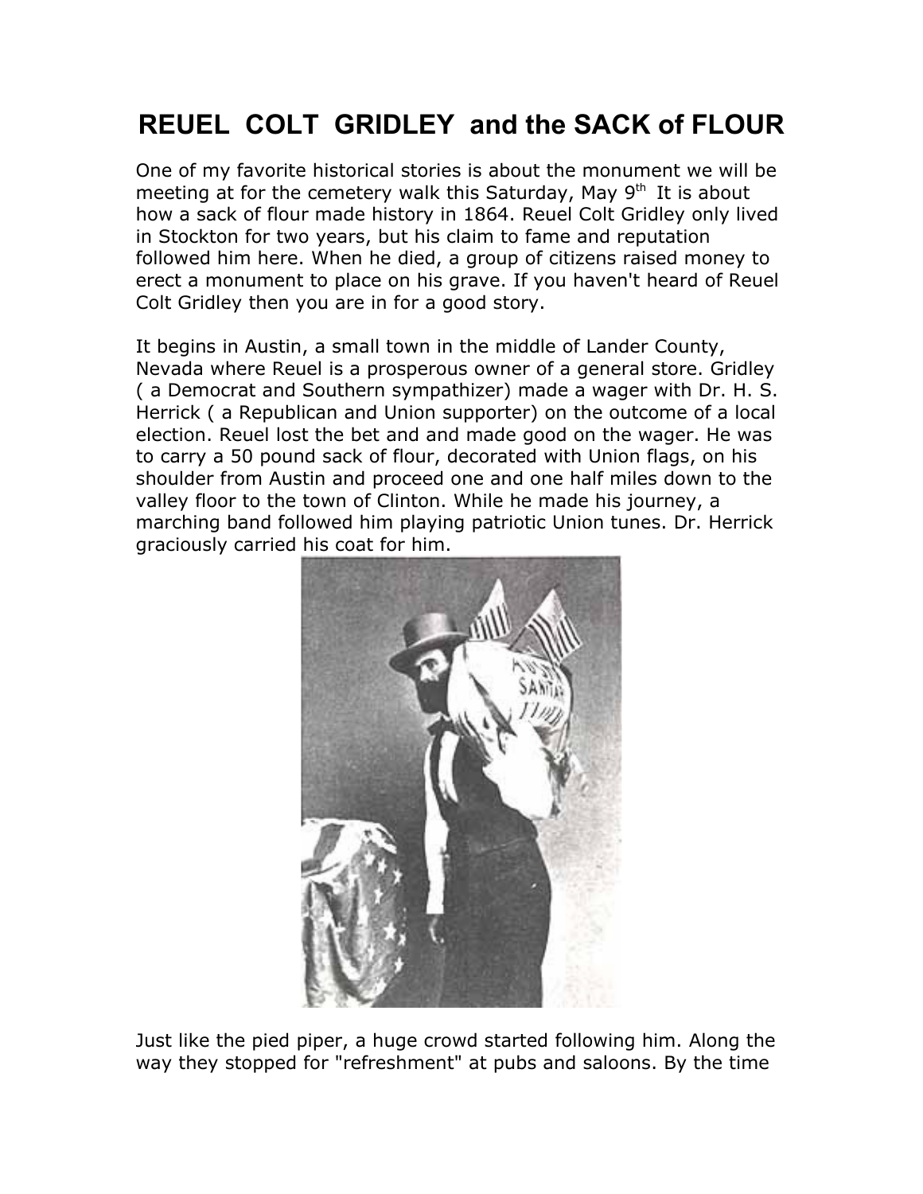# REUEL COLT GRIDLEY and the SACK of FLOUR

One of my favorite historical stories is about the monument we will be meeting at for the cemetery walk this Saturday, May 9th It is about how a sack of flour made history in 1864. Reuel Colt Gridley only lived in Stockton for two years, but his claim to fame and reputation followed him here. When he died, a group of citizens raised money to erect a monument to place on his grave. If you haven't heard of Reuel Colt Gridley then you are in for a good story.

It begins in Austin, a small town in the middle of Lander County, Nevada where Reuel is a prosperous owner of a general store. Gridley ( a Democrat and Southern sympathizer) made a wager with Dr. H. S. Herrick ( a Republican and Union supporter) on the outcome of a local election. Reuel lost the bet and and made good on the wager. He was to carry a 50 pound sack of flour, decorated with Union flags, on his shoulder from Austin and proceed one and one half miles down to the valley floor to the town of Clinton. While he made his journey, a marching band followed him playing patriotic Union tunes. Dr. Herrick graciously carried his coat for him.

Just like the pied piper, a huge crowd started following him. Along the way they stopped for "refreshment" at pubs and saloons. By the time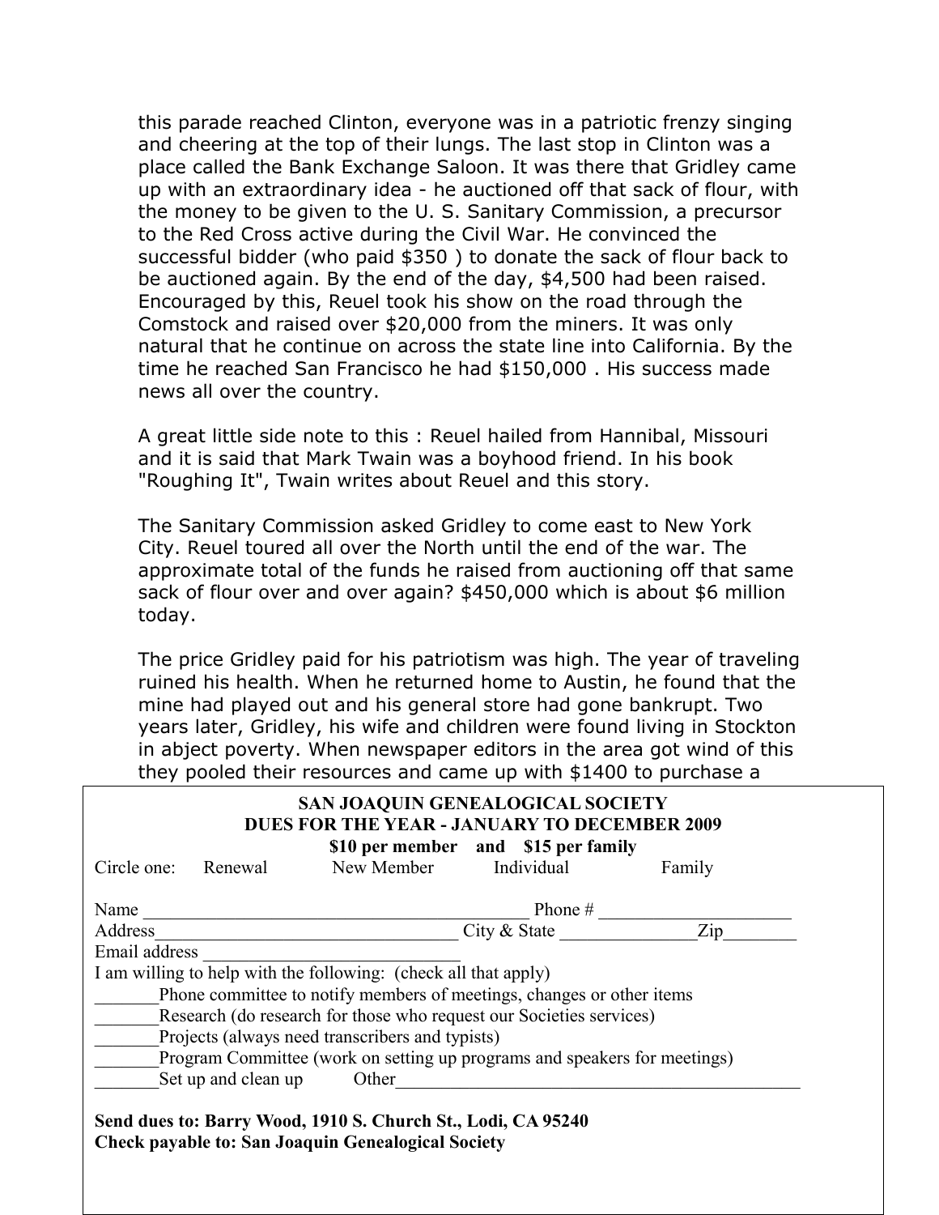this parade reached Clinton, everyone was in a patriotic frenzy singing and cheering at the top of their lungs. The last stop in Clinton was a place called the Bank Exchange Saloon. It was there that Gridley came up with an extraordinary idea - he auctioned off that sack of flour, with the money to be given to the U. S. Sanitary Commission, a precursor to the Red Cross active during the Civil War. He convinced the successful bidder (who paid $350 ) to donate the sack of flour back to be auctioned again. By the end of the day, $4,500 had been raised. Encouraged by this, Reuel took his show on the road through the Comstock and raised over $20,000 from the miners. It was only natural that he continue on across the state line into California. By the time he reached San Francisco he had $150,000 . His success made news all over the country.

A great little side note to this : Reuel hailed from Hannibal, Missouri and it is said that Mark Twain was a boyhood friend. In his book "Roughing It", Twain writes about Reuel and this story.

The Sanitary Commission asked Gridley to come east to New York City. Reuel toured all over the North until the end of the war. The approximate total of the funds he raised from auctioning off that same sack of flour over and over again? $450,000 which is about $6 million today.

The price Gridley paid for his patriotism was high. The year of traveling ruined his health. When he returned home to Austin, he found that the mine had played out and his general store had gone bankrupt. Two years later, Gridley, his wife and children were found living in Stockton in abject poverty. When newspaper editors in the area got wind of this they pooled their resources and came up with $1400 to purchase a

**SAN JOAQUIN GENEALOGICAL SOCIETY**
**DUES FOR THE YEAR - JANUARY TO DECEMBER 2009**
**$10 per member and $15 per family**

Circle one: Renewal New Member Individual Family

Name ________________________________________ Phone # _____________________

Address______________________________ City & State ______________Zip________

Email address ____________________________

I am willing to help with the following: (check all that apply)

_______Phone committee to notify members of meetings, changes or other items

_______Research (do research for those who request our Societies services)

_______Projects (always need transcribers and typists)

_______Program Committee (work on setting up programs and speakers for meetings)

_______Set up and clean up Other____________________________________________

**Send dues to: Barry Wood, 1910 S. Church St., Lodi, CA 95240**
**Check payable to: San Joaquin Genealogical Society**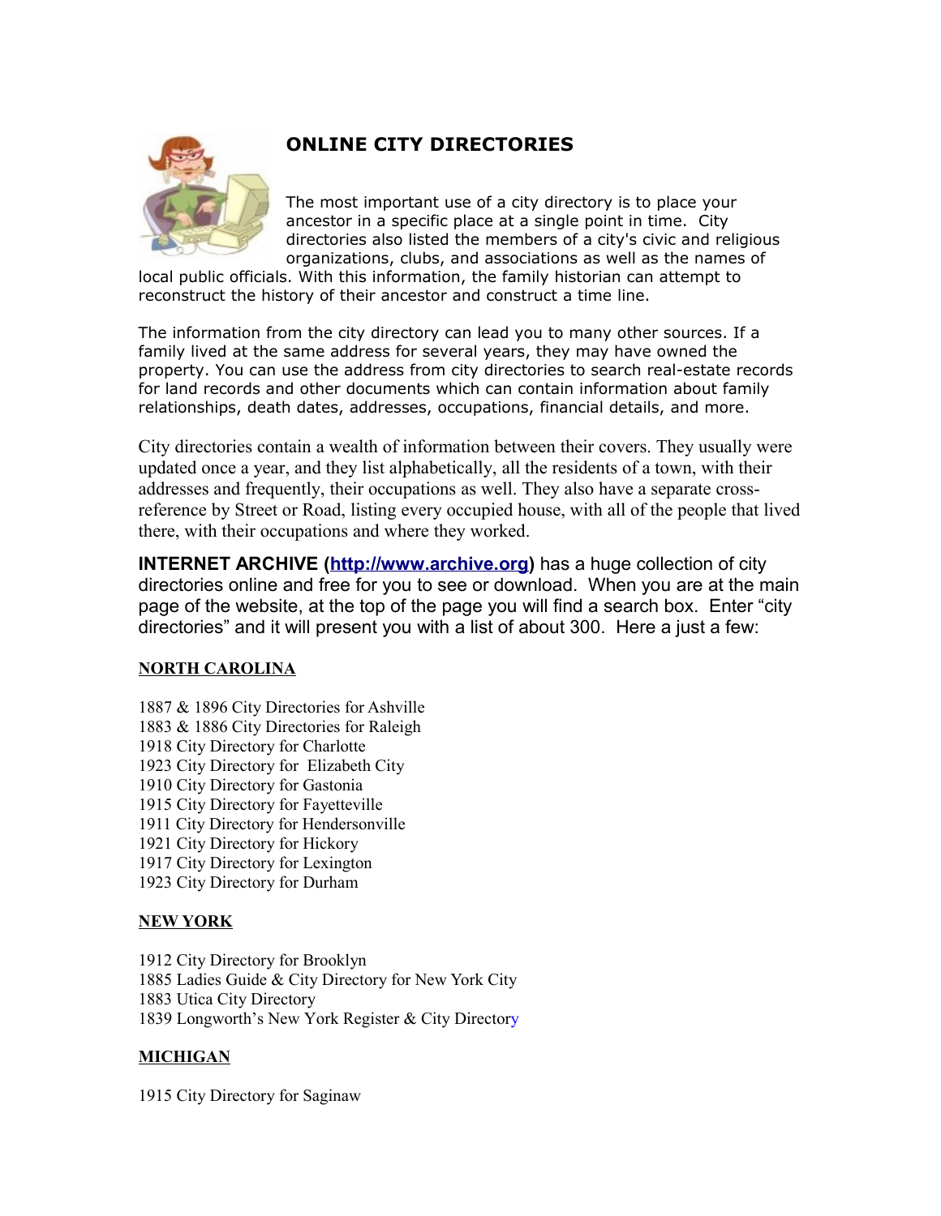# ONLINE CITY DIRECTORIES

The most important use of a city directory is to place your ancestor in a specific place at a single point in time. City directories also listed the members of a city's civic and religious organizations, clubs, and associations as well as the names of local public officials. With this information, the family historian can attempt to reconstruct the history of their ancestor and construct a time line.

The information from the city directory can lead you to many other sources. If a family lived at the same address for several years, they may have owned the property. You can use the address from city directories to search real-estate records for land records and other documents which can contain information about family relationships, death dates, addresses, occupations, financial details, and more.

City directories contain a wealth of information between their covers. They usually were updated once a year, and they list alphabetically, all the residents of a town, with their addresses and frequently, their occupations as well. They also have a separate cross-reference by Street or Road, listing every occupied house, with all of the people that lived there, with their occupations and where they worked.

**INTERNET ARCHIVE (http://www.archive.org)** has a huge collection of city directories online and free for you to see or download. When you are at the main page of the website, at the top of the page you will find a search box. Enter "city directories" and it will present you with a list of about 300. Here a just a few:

**NORTH CAROLINA**

1887 & 1896 City Directories for Ashville
1883 & 1886 City Directories for Raleigh
1918 City Directory for Charlotte
1923 City Directory for Elizabeth City
1910 City Directory for Gastonia
1915 City Directory for Fayetteville
1911 City Directory for Hendersonville
1921 City Directory for Hickory
1917 City Directory for Lexington
1923 City Directory for Durham

**NEW YORK**

1912 City Directory for Brooklyn
1885 Ladies Guide & City Directory for New York City
1883 Utica City Directory
1839 Longworth's New York Register & City Directory

**MICHIGAN**

1915 City Directory for Saginaw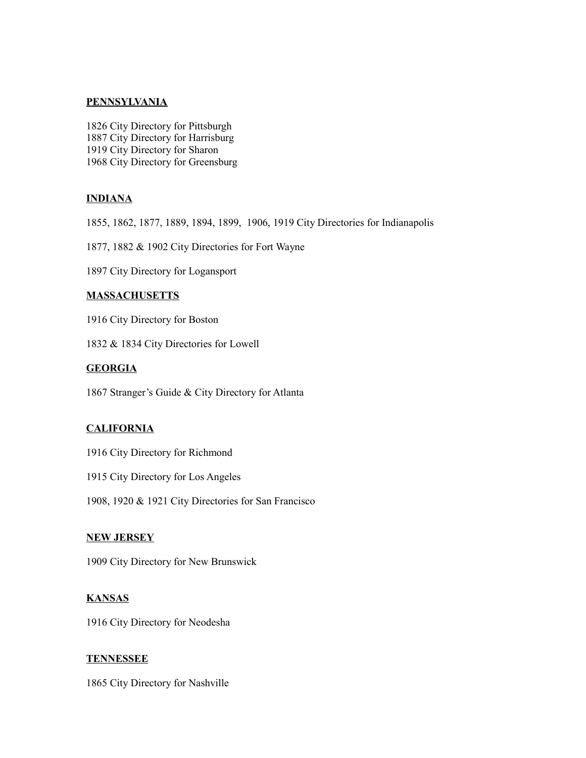**PENNSYLVANIA**

1826 City Directory for Pittsburgh
1887 City Directory for Harrisburg
1919 City Directory for Sharon
1968 City Directory for Greensburg

**INDIANA**

1855, 1862, 1877, 1889, 1894, 1899, 1906, 1919 City Directories for Indianapolis

1877, 1882 & 1902 City Directories for Fort Wayne

1897 City Directory for Logansport

**MASSACHUSETTS**

1916 City Directory for Boston

1832 & 1834 City Directories for Lowell

**GEORGIA**

1867 Stranger's Guide & City Directory for Atlanta

**CALIFORNIA**

1916 City Directory for Richmond

1915 City Directory for Los Angeles

1908, 1920 & 1921 City Directories for San Francisco

**NEW JERSEY**

1909 City Directory for New Brunswick

**KANSAS**

1916 City Directory for Neodesha

**TENNESSEE**

1865 City Directory for Nashville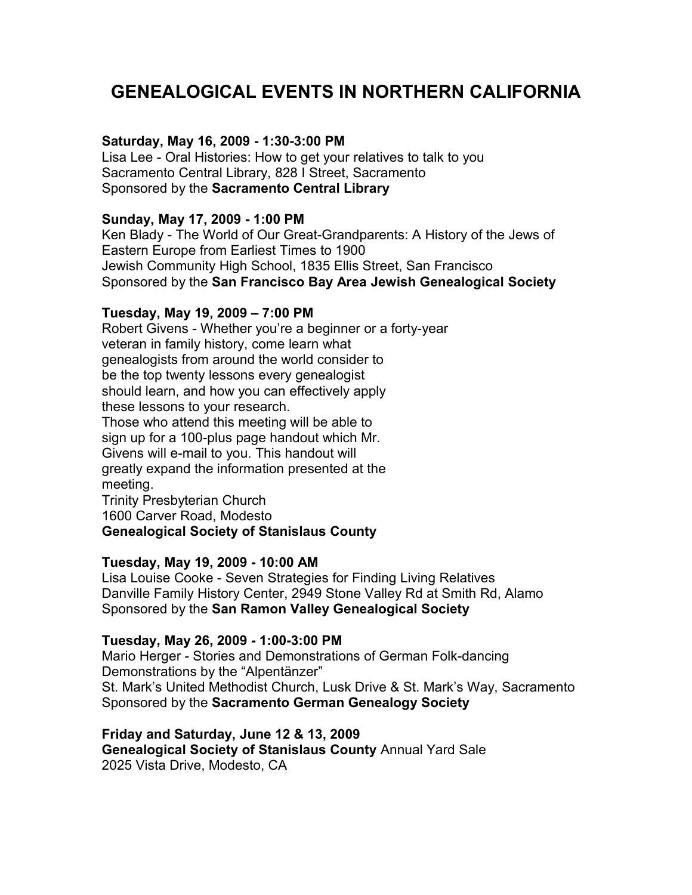# GENEALOGICAL EVENTS IN NORTHERN CALIFORNIA

**Saturday, May 16, 2009 - 1:30-3:00 PM**
Lisa Lee - Oral Histories: How to get your relatives to talk to you
Sacramento Central Library, 828 I Street, Sacramento
Sponsored by the **Sacramento Central Library**

**Sunday, May 17, 2009 - 1:00 PM**
Ken Blady - The World of Our Great-Grandparents: A History of the Jews of Eastern Europe from Earliest Times to 1900
Jewish Community High School, 1835 Ellis Street, San Francisco
Sponsored by the **San Francisco Bay Area Jewish Genealogical Society**

**Tuesday, May 19, 2009 – 7:00 PM**
Robert Givens - Whether you're a beginner or a forty-year veteran in family history, come learn what genealogists from around the world consider to be the top twenty lessons every genealogist should learn, and how you can effectively apply these lessons to your research.
Those who attend this meeting will be able to sign up for a 100-plus page handout which Mr. Givens will e-mail to you. This handout will greatly expand the information presented at the meeting.
Trinity Presbyterian Church
1600 Carver Road, Modesto
**Genealogical Society of Stanislaus County**

**Tuesday, May 19, 2009 - 10:00 AM**
Lisa Louise Cooke - Seven Strategies for Finding Living Relatives
Danville Family History Center, 2949 Stone Valley Rd at Smith Rd, Alamo
Sponsored by the **San Ramon Valley Genealogical Society**

**Tuesday, May 26, 2009 - 1:00-3:00 PM**
Mario Herger - Stories and Demonstrations of German Folk-dancing Demonstrations by the "Alpentänzer"
St. Mark's United Methodist Church, Lusk Drive & St. Mark's Way, Sacramento
Sponsored by the **Sacramento German Genealogy Society**

**Friday and Saturday, June 12 & 13, 2009**
**Genealogical Society of Stanislaus County** Annual Yard Sale
2025 Vista Drive, Modesto, CA